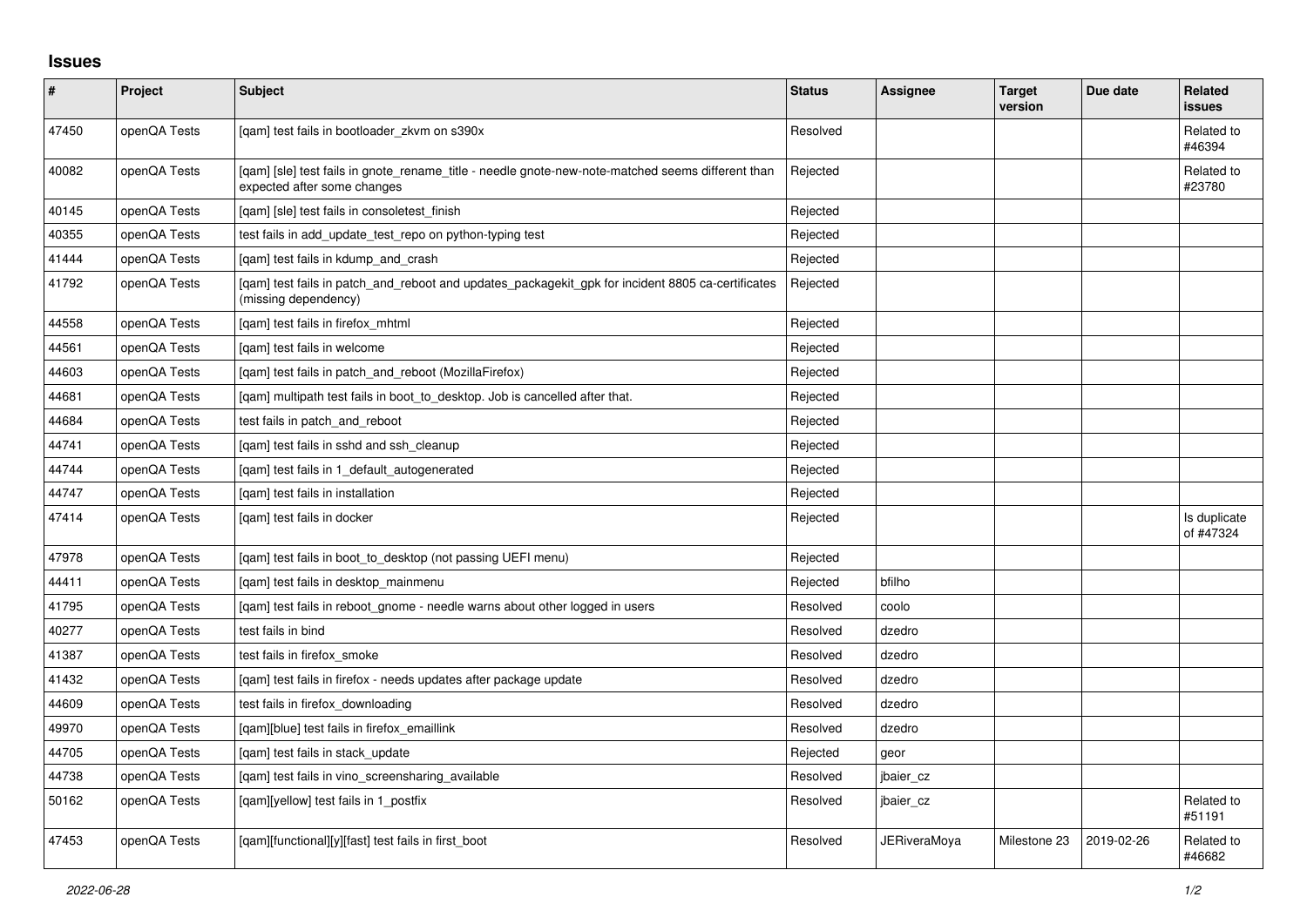# Issues

| # | Project | Subject | Status | Assignee | Target version | Due date | Related issues |
|---|---|---|---|---|---|---|---|
| 47450 | openQA Tests | [qam] test fails in bootloader_zkvm on s390x | Resolved | | | | Related to #46394 |
| 40082 | openQA Tests | [qam] [sle] test fails in gnote_rename_title - needle gnote-new-note-matched seems different than expected after some changes | Rejected | | | | Related to #23780 |
| 40145 | openQA Tests | [qam] [sle] test fails in consoletest_finish | Rejected | | | | |
| 40355 | openQA Tests | test fails in add_update_test_repo on python-typing test | Rejected | | | | |
| 41444 | openQA Tests | [qam] test fails in kdump_and_crash | Rejected | | | | |
| 41792 | openQA Tests | [qam] test fails in patch_and_reboot and updates_packagekit_gpk for incident 8805 ca-certificates (missing dependency) | Rejected | | | | |
| 44558 | openQA Tests | [qam] test fails in firefox_mhtml | Rejected | | | | |
| 44561 | openQA Tests | [qam] test fails in welcome | Rejected | | | | |
| 44603 | openQA Tests | [qam] test fails in patch_and_reboot (MozillaFirefox) | Rejected | | | | |
| 44681 | openQA Tests | [qam] multipath test fails in boot_to_desktop. Job is cancelled after that. | Rejected | | | | |
| 44684 | openQA Tests | test fails in patch_and_reboot | Rejected | | | | |
| 44741 | openQA Tests | [qam] test fails in sshd and ssh_cleanup | Rejected | | | | |
| 44744 | openQA Tests | [qam] test fails in 1_default_autogenerated | Rejected | | | | |
| 44747 | openQA Tests | [qam] test fails in installation | Rejected | | | | |
| 47414 | openQA Tests | [qam] test fails in docker | Rejected | | | | Is duplicate of #47324 |
| 47978 | openQA Tests | [qam] test fails in boot_to_desktop (not passing UEFI menu) | Rejected | | | | |
| 44411 | openQA Tests | [qam] test fails in desktop_mainmenu | Rejected | bfilho | | | |
| 41795 | openQA Tests | [qam] test fails in reboot_gnome - needle warns about other logged in users | Resolved | coolo | | | |
| 40277 | openQA Tests | test fails in bind | Resolved | dzedro | | | |
| 41387 | openQA Tests | test fails in firefox_smoke | Resolved | dzedro | | | |
| 41432 | openQA Tests | [qam] test fails in firefox - needs updates after package update | Resolved | dzedro | | | |
| 44609 | openQA Tests | test fails in firefox_downloading | Resolved | dzedro | | | |
| 49970 | openQA Tests | [qam][blue] test fails in firefox_emaillink | Resolved | dzedro | | | |
| 44705 | openQA Tests | [qam] test fails in stack_update | Rejected | geor | | | |
| 44738 | openQA Tests | [qam] test fails in vino_screensharing_available | Resolved | jbaier_cz | | | |
| 50162 | openQA Tests | [qam][yellow] test fails in 1_postfix | Resolved | jbaier_cz | | | Related to #51191 |
| 47453 | openQA Tests | [qam][functional][y][fast] test fails in first_boot | Resolved | JERiveraMoya | Milestone 23 | 2019-02-26 | Related to #46682 |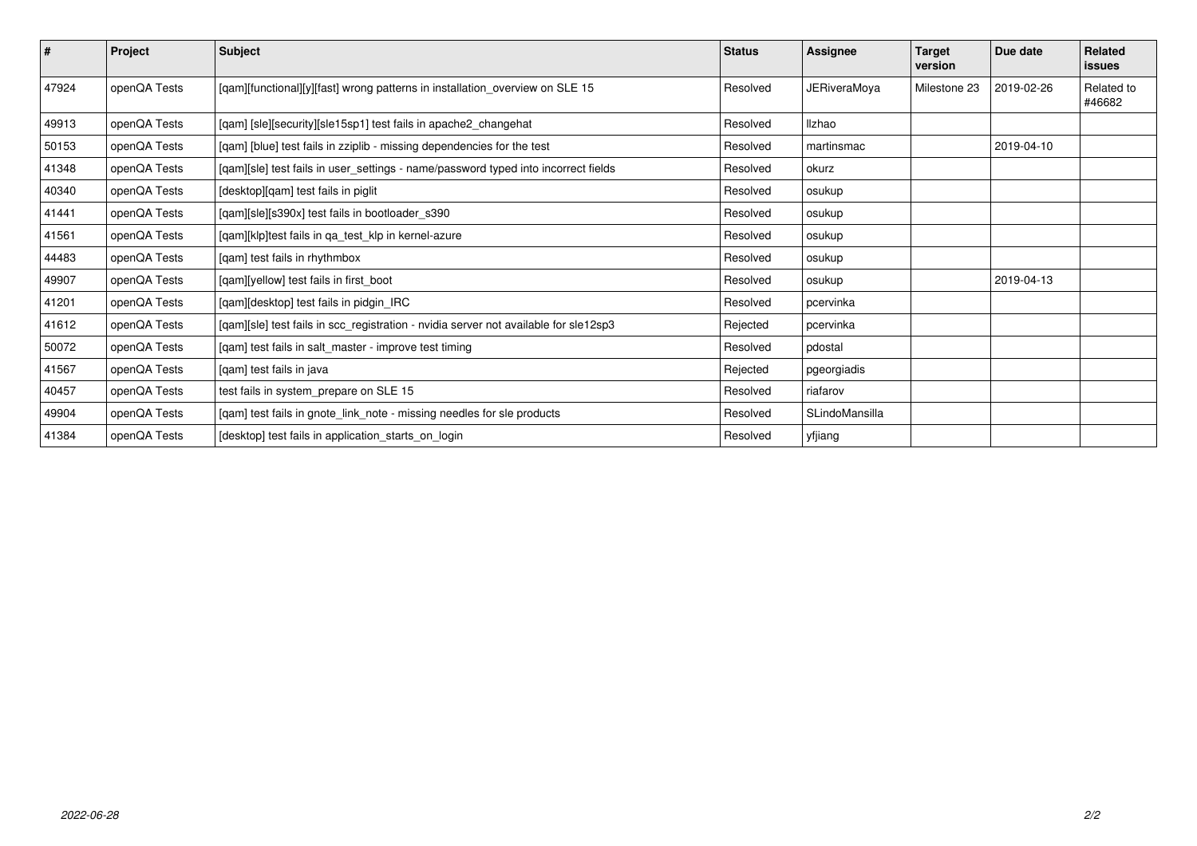| # | Project | Subject | Status | Assignee | Target version | Due date | Related issues |
|---|---|---|---|---|---|---|---|
| 47924 | openQA Tests | [qam][functional][y][fast] wrong patterns in installation_overview on SLE 15 | Resolved | JERiveraMoya | Milestone 23 | 2019-02-26 | Related to #46682 |
| 49913 | openQA Tests | [qam] [sle][security][sle15sp1] test fails in apache2_changehat | Resolved | llzhao | | | |
| 50153 | openQA Tests | [qam] [blue] test fails in zziplib - missing dependencies for the test | Resolved | martinsmac | | 2019-04-10 | |
| 41348 | openQA Tests | [qam][sle] test fails in user_settings - name/password typed into incorrect fields | Resolved | okurz | | | |
| 40340 | openQA Tests | [desktop][qam] test fails in piglit | Resolved | osukup | | | |
| 41441 | openQA Tests | [qam][sle][s390x] test fails in bootloader_s390 | Resolved | osukup | | | |
| 41561 | openQA Tests | [qam][klp]test fails in qa_test_klp in kernel-azure | Resolved | osukup | | | |
| 44483 | openQA Tests | [qam] test fails in rhythmbox | Resolved | osukup | | | |
| 49907 | openQA Tests | [qam][yellow] test fails in first_boot | Resolved | osukup | | 2019-04-13 | |
| 41201 | openQA Tests | [qam][desktop] test fails in pidgin_IRC | Resolved | pcervinka | | | |
| 41612 | openQA Tests | [qam][sle] test fails in scc_registration - nvidia server not available for sle12sp3 | Rejected | pcervinka | | | |
| 50072 | openQA Tests | [qam] test fails in salt_master - improve test timing | Resolved | pdostal | | | |
| 41567 | openQA Tests | [qam] test fails in java | Rejected | pgeorgiadis | | | |
| 40457 | openQA Tests | test fails in system_prepare on SLE 15 | Resolved | riafarov | | | |
| 49904 | openQA Tests | [qam] test fails in gnote_link_note - missing needles for sle products | Resolved | SLindoMansilla | | | |
| 41384 | openQA Tests | [desktop] test fails in application_starts_on_login | Resolved | yfjiang | | | |